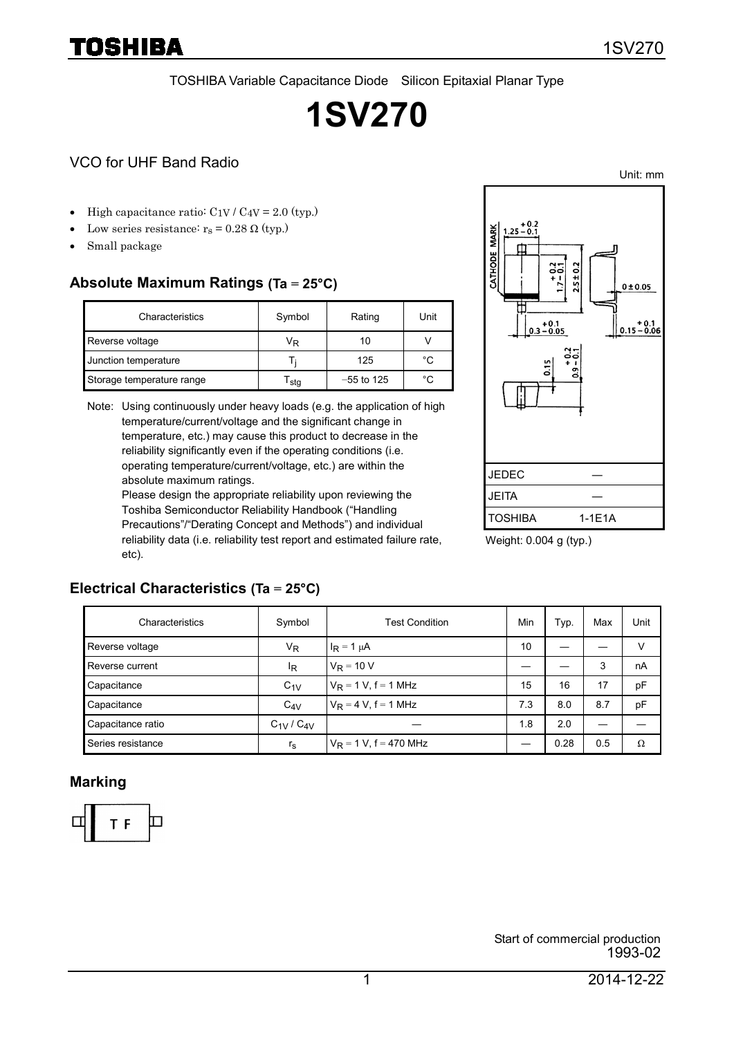TOSHIBA Variable Capacitance Diode Silicon Epitaxial Planar Type

# 1SV270

## VCO for UHF Band Radio

- High capacitance ratio: $C_{1V}$ / $C_{4V}$ = 2.0 (typ.)
- Low series resistance: $r_s$ = 0.28 Ω (typ.)
- Small package

### Absolute Maximum Ratings (Ta = 25°C)

| Characteristics | Symbol | Rating | Unit |
|---|---|---|---|
| Reverse voltage | $V_R$ | 10 | V |
| Junction temperature | $T_j$ | 125 | °C |
| Storage temperature range | $T_{stg}$ | −55 to 125 | °C |

Note: Using continuously under heavy loads (e.g. the application of high temperature/current/voltage and the significant change in temperature, etc.) may cause this product to decrease in the reliability significantly even if the operating conditions (i.e. operating temperature/current/voltage, etc.) are within the absolute maximum ratings.
Please design the appropriate reliability upon reviewing the Toshiba Semiconductor Reliability Handbook ("Handling Precautions"/"Derating Concept and Methods") and individual reliability data (i.e. reliability test report and estimated failure rate, etc).

Unit: mm

| | |
|---|---|
| JEDEC | ― |
| JEITA | ― |
| TOSHIBA | 1-1E1A |

Weight: 0.004 g (typ.)

### Electrical Characteristics (Ta = 25°C)

| Characteristics | Symbol | Test Condition | Min | Typ. | Max | Unit |
|---|---|---|---|---|---|---|
| Reverse voltage | $V_R$ | $I_R$ = 1 μA | 10 | ― | ― | V |
| Reverse current | $I_R$ | $V_R$ = 10 V | ― | ― | 3 | nA |
| Capacitance | $C_{1V}$ | $V_R$ = 1 V, f = 1 MHz | 15 | 16 | 17 | pF |
| Capacitance | $C_{4V}$ | $V_R$ = 4 V, f = 1 MHz | 7.3 | 8.0 | 8.7 | pF |
| Capacitance ratio | $C_{1V}$ / $C_{4V}$ | ― | 1.8 | 2.0 | ― | ― |
| Series resistance | $r_s$ | $V_R$ = 1 V, f = 470 MHz | ― | 0.28 | 0.5 | Ω |

### Marking

T F

Start of commercial production
1993-02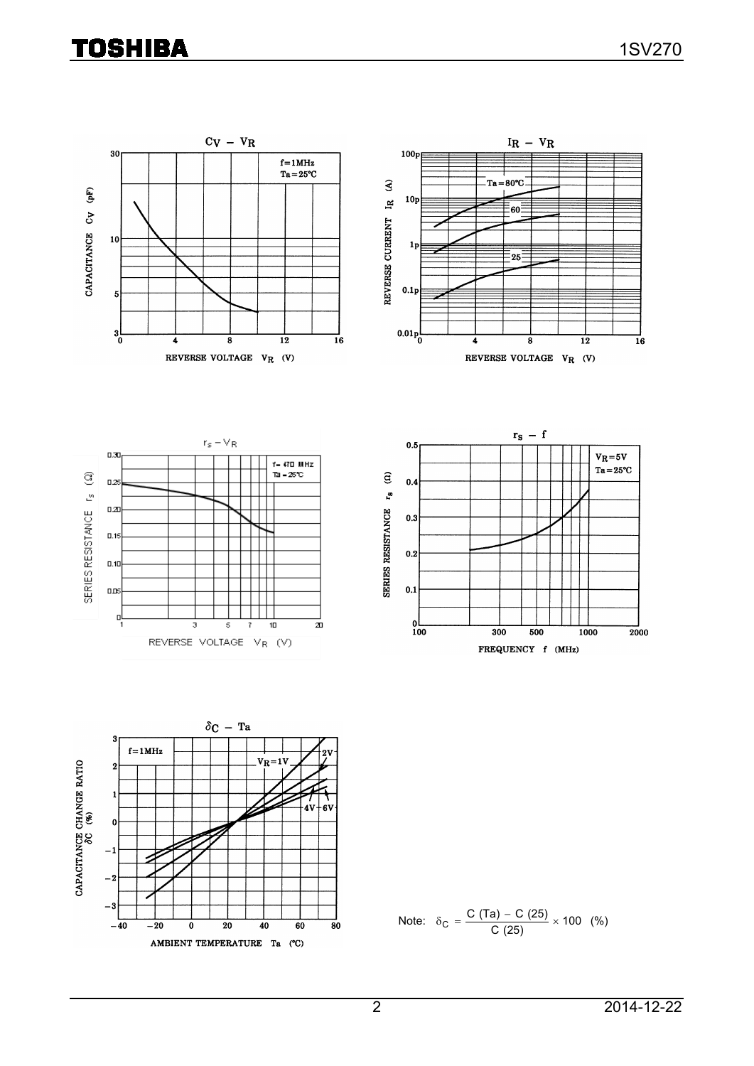$C_V - V_R$

f = 1MHz
Ta = 25°C

CAPACITANCE $C_V$ (pF)

REVERSE VOLTAGE $V_R$ (V)

$I_R - V_R$

Ta = 80°C
60
25

REVERSE CURRENT $I_R$ (A)

REVERSE VOLTAGE $V_R$ (V)

$r_s - V_R$

f = 470 MHz
Ta = 25°C

SERIES RESISTANCE $r_s$ (Ω)

REVERSE VOLTAGE $V_R$ (V)

$r_s - f$

$V_R$ = 5V
Ta = 25°C

SERIES RESISTANCE $r_s$ (Ω)

FREQUENCY f (MHz)

$\delta_C - Ta$

f = 1MHz

$V_R$ = 1V, 2V, 4V, 6V

CAPACITANCE CHANGE RATIO $\delta_C$ (%)

AMBIENT TEMPERATURE Ta (°C)

Note: $\delta_C = \dfrac{C\ (Ta) - C\ (25)}{C\ (25)} \times 100 \quad (\%)$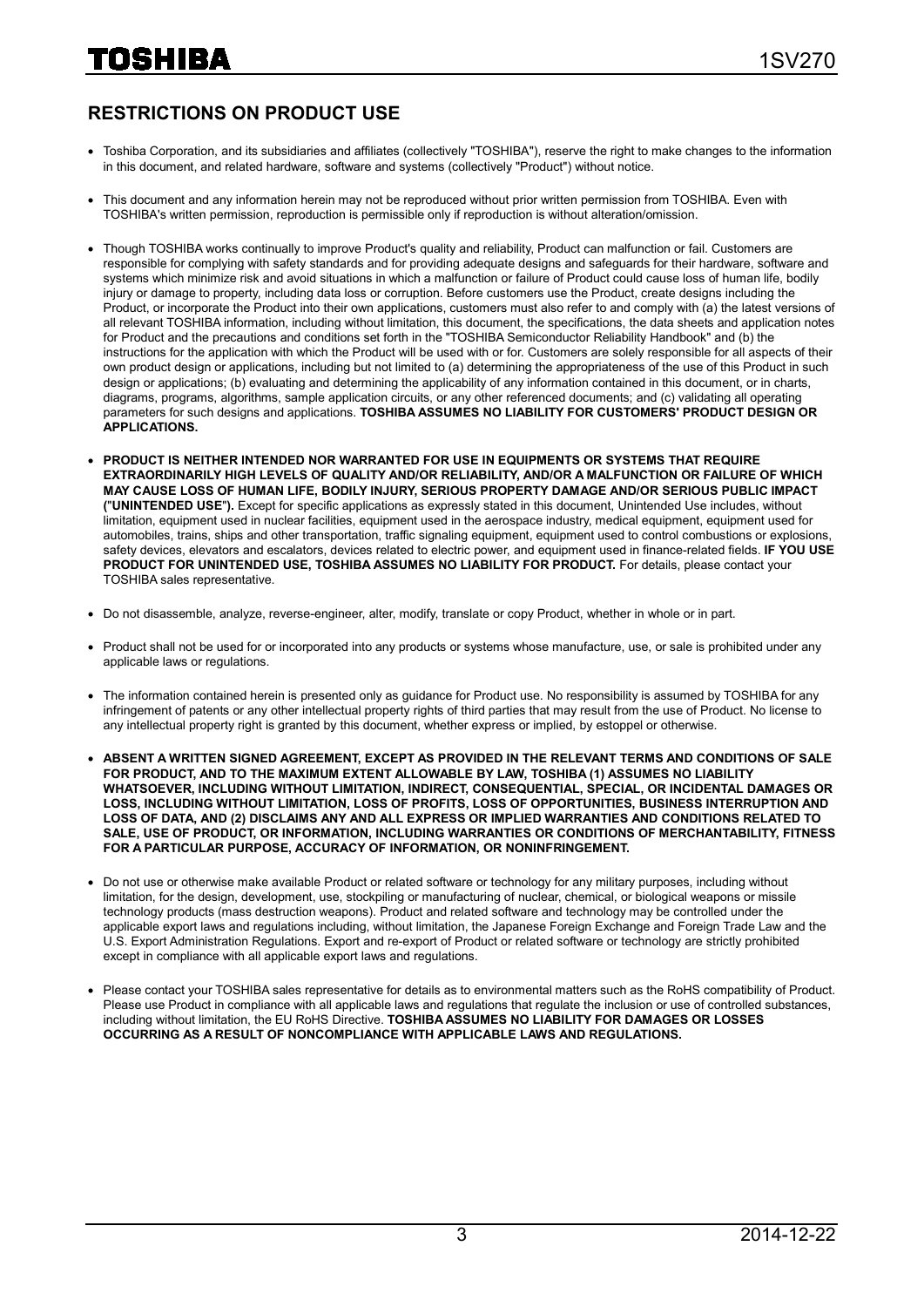## RESTRICTIONS ON PRODUCT USE

- Toshiba Corporation, and its subsidiaries and affiliates (collectively "TOSHIBA"), reserve the right to make changes to the information in this document, and related hardware, software and systems (collectively "Product") without notice.

- This document and any information herein may not be reproduced without prior written permission from TOSHIBA. Even with TOSHIBA's written permission, reproduction is permissible only if reproduction is without alteration/omission.

- Though TOSHIBA works continually to improve Product's quality and reliability, Product can malfunction or fail. Customers are responsible for complying with safety standards and for providing adequate designs and safeguards for their hardware, software and systems which minimize risk and avoid situations in which a malfunction or failure of Product could cause loss of human life, bodily injury or damage to property, including data loss or corruption. Before customers use the Product, create designs including the Product, or incorporate the Product into their own applications, customers must also refer to and comply with (a) the latest versions of all relevant TOSHIBA information, including without limitation, this document, the specifications, the data sheets and application notes for Product and the precautions and conditions set forth in the "TOSHIBA Semiconductor Reliability Handbook" and (b) the instructions for the application with which the Product will be used with or for. Customers are solely responsible for all aspects of their own product design or applications, including but not limited to (a) determining the appropriateness of the use of this Product in such design or applications; (b) evaluating and determining the applicability of any information contained in this document, or in charts, diagrams, programs, algorithms, sample application circuits, or any other referenced documents; and (c) validating all operating parameters for such designs and applications. **TOSHIBA ASSUMES NO LIABILITY FOR CUSTOMERS' PRODUCT DESIGN OR APPLICATIONS.**

- **PRODUCT IS NEITHER INTENDED NOR WARRANTED FOR USE IN EQUIPMENTS OR SYSTEMS THAT REQUIRE EXTRAORDINARILY HIGH LEVELS OF QUALITY AND/OR RELIABILITY, AND/OR A MALFUNCTION OR FAILURE OF WHICH MAY CAUSE LOSS OF HUMAN LIFE, BODILY INJURY, SERIOUS PROPERTY DAMAGE AND/OR SERIOUS PUBLIC IMPACT ("UNINTENDED USE").** Except for specific applications as expressly stated in this document, Unintended Use includes, without limitation, equipment used in nuclear facilities, equipment used in the aerospace industry, medical equipment, equipment used for automobiles, trains, ships and other transportation, traffic signaling equipment, equipment used to control combustions or explosions, safety devices, elevators and escalators, devices related to electric power, and equipment used in finance-related fields. **IF YOU USE PRODUCT FOR UNINTENDED USE, TOSHIBA ASSUMES NO LIABILITY FOR PRODUCT.** For details, please contact your TOSHIBA sales representative.

- Do not disassemble, analyze, reverse-engineer, alter, modify, translate or copy Product, whether in whole or in part.

- Product shall not be used for or incorporated into any products or systems whose manufacture, use, or sale is prohibited under any applicable laws or regulations.

- The information contained herein is presented only as guidance for Product use. No responsibility is assumed by TOSHIBA for any infringement of patents or any other intellectual property rights of third parties that may result from the use of Product. No license to any intellectual property right is granted by this document, whether express or implied, by estoppel or otherwise.

- **ABSENT A WRITTEN SIGNED AGREEMENT, EXCEPT AS PROVIDED IN THE RELEVANT TERMS AND CONDITIONS OF SALE FOR PRODUCT, AND TO THE MAXIMUM EXTENT ALLOWABLE BY LAW, TOSHIBA (1) ASSUMES NO LIABILITY WHATSOEVER, INCLUDING WITHOUT LIMITATION, INDIRECT, CONSEQUENTIAL, SPECIAL, OR INCIDENTAL DAMAGES OR LOSS, INCLUDING WITHOUT LIMITATION, LOSS OF PROFITS, LOSS OF OPPORTUNITIES, BUSINESS INTERRUPTION AND LOSS OF DATA, AND (2) DISCLAIMS ANY AND ALL EXPRESS OR IMPLIED WARRANTIES AND CONDITIONS RELATED TO SALE, USE OF PRODUCT, OR INFORMATION, INCLUDING WARRANTIES OR CONDITIONS OF MERCHANTABILITY, FITNESS FOR A PARTICULAR PURPOSE, ACCURACY OF INFORMATION, OR NONINFRINGEMENT.**

- Do not use or otherwise make available Product or related software or technology for any military purposes, including without limitation, for the design, development, use, stockpiling or manufacturing of nuclear, chemical, or biological weapons or missile technology products (mass destruction weapons). Product and related software and technology may be controlled under the applicable export laws and regulations including, without limitation, the Japanese Foreign Exchange and Foreign Trade Law and the U.S. Export Administration Regulations. Export and re-export of Product or related software or technology are strictly prohibited except in compliance with all applicable export laws and regulations.

- Please contact your TOSHIBA sales representative for details as to environmental matters such as the RoHS compatibility of Product. Please use Product in compliance with all applicable laws and regulations that regulate the inclusion or use of controlled substances, including without limitation, the EU RoHS Directive. **TOSHIBA ASSUMES NO LIABILITY FOR DAMAGES OR LOSSES OCCURRING AS A RESULT OF NONCOMPLIANCE WITH APPLICABLE LAWS AND REGULATIONS.**